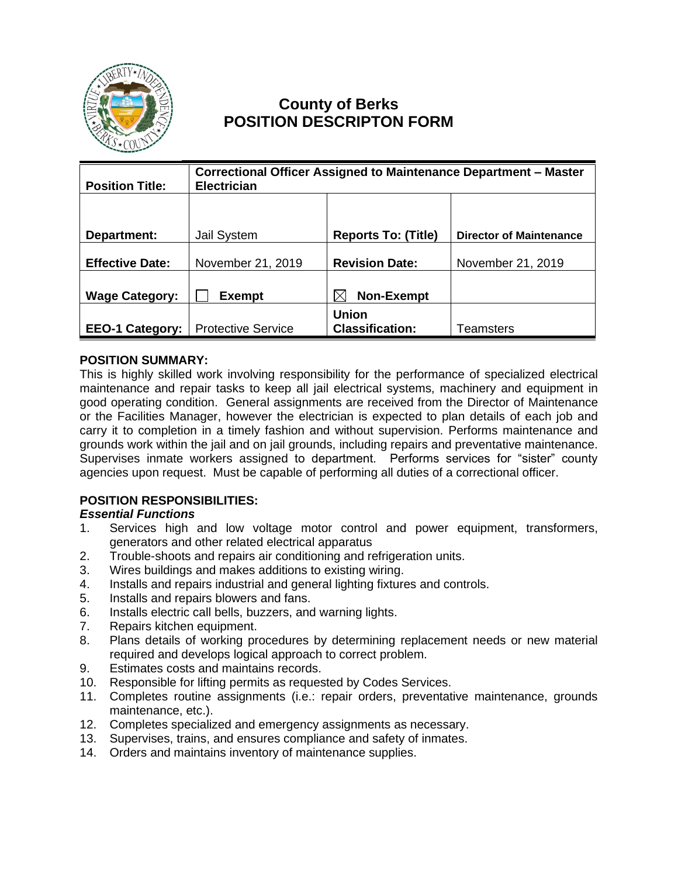# County of Berks
# POSITION DESCRIPTON FORM

| Position Title: | Correctional Officer Assigned to Maintenance Department – Master Electrician | | |
|---|---|---|---|
| Department: | Jail System | Reports To: (Title) | Director of Maintenance |
| Effective Date: | November 21, 2019 | Revision Date: | November 21, 2019 |
| Wage Category: | ☐ Exempt | ☒ Non-Exempt | |
| EEO-1 Category: | Protective Service | Union Classification: | Teamsters |

**POSITION SUMMARY:**
This is highly skilled work involving responsibility for the performance of specialized electrical maintenance and repair tasks to keep all jail electrical systems, machinery and equipment in good operating condition. General assignments are received from the Director of Maintenance or the Facilities Manager, however the electrician is expected to plan details of each job and carry it to completion in a timely fashion and without supervision. Performs maintenance and grounds work within the jail and on jail grounds, including repairs and preventative maintenance. Supervises inmate workers assigned to department. Performs services for "sister" county agencies upon request. Must be capable of performing all duties of a correctional officer.

**POSITION RESPONSIBILITIES:**
***Essential Functions***

1. Services high and low voltage motor control and power equipment, transformers, generators and other related electrical apparatus
2. Trouble-shoots and repairs air conditioning and refrigeration units.
3. Wires buildings and makes additions to existing wiring.
4. Installs and repairs industrial and general lighting fixtures and controls.
5. Installs and repairs blowers and fans.
6. Installs electric call bells, buzzers, and warning lights.
7. Repairs kitchen equipment.
8. Plans details of working procedures by determining replacement needs or new material required and develops logical approach to correct problem.
9. Estimates costs and maintains records.
10. Responsible for lifting permits as requested by Codes Services.
11. Completes routine assignments (i.e.: repair orders, preventative maintenance, grounds maintenance, etc.).
12. Completes specialized and emergency assignments as necessary.
13. Supervises, trains, and ensures compliance and safety of inmates.
14. Orders and maintains inventory of maintenance supplies.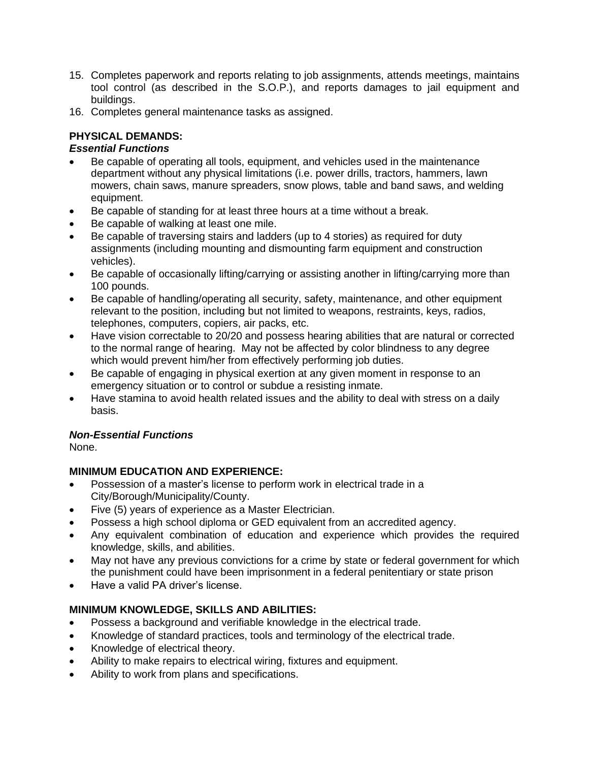15. Completes paperwork and reports relating to job assignments, attends meetings, maintains tool control (as described in the S.O.P.), and reports damages to jail equipment and buildings.
16. Completes general maintenance tasks as assigned.

**PHYSICAL DEMANDS:**

***Essential Functions***

- Be capable of operating all tools, equipment, and vehicles used in the maintenance department without any physical limitations (i.e. power drills, tractors, hammers, lawn mowers, chain saws, manure spreaders, snow plows, table and band saws, and welding equipment.
- Be capable of standing for at least three hours at a time without a break.
- Be capable of walking at least one mile.
- Be capable of traversing stairs and ladders (up to 4 stories) as required for duty assignments (including mounting and dismounting farm equipment and construction vehicles).
- Be capable of occasionally lifting/carrying or assisting another in lifting/carrying more than 100 pounds.
- Be capable of handling/operating all security, safety, maintenance, and other equipment relevant to the position, including but not limited to weapons, restraints, keys, radios, telephones, computers, copiers, air packs, etc.
- Have vision correctable to 20/20 and possess hearing abilities that are natural or corrected to the normal range of hearing. May not be affected by color blindness to any degree which would prevent him/her from effectively performing job duties.
- Be capable of engaging in physical exertion at any given moment in response to an emergency situation or to control or subdue a resisting inmate.
- Have stamina to avoid health related issues and the ability to deal with stress on a daily basis.

***Non-Essential Functions***

None.

**MINIMUM EDUCATION AND EXPERIENCE:**

- Possession of a master's license to perform work in electrical trade in a City/Borough/Municipality/County.
- Five (5) years of experience as a Master Electrician.
- Possess a high school diploma or GED equivalent from an accredited agency.
- Any equivalent combination of education and experience which provides the required knowledge, skills, and abilities.
- May not have any previous convictions for a crime by state or federal government for which the punishment could have been imprisonment in a federal penitentiary or state prison
- Have a valid PA driver's license.

**MINIMUM KNOWLEDGE, SKILLS AND ABILITIES:**

- Possess a background and verifiable knowledge in the electrical trade.
- Knowledge of standard practices, tools and terminology of the electrical trade.
- Knowledge of electrical theory.
- Ability to make repairs to electrical wiring, fixtures and equipment.
- Ability to work from plans and specifications.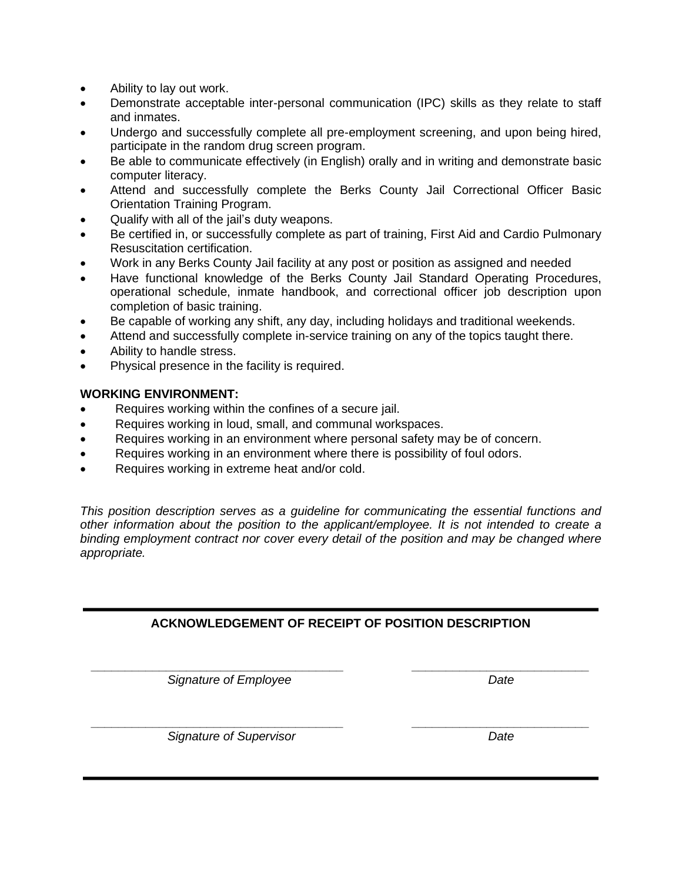- Ability to lay out work.
- Demonstrate acceptable inter-personal communication (IPC) skills as they relate to staff and inmates.
- Undergo and successfully complete all pre-employment screening, and upon being hired, participate in the random drug screen program.
- Be able to communicate effectively (in English) orally and in writing and demonstrate basic computer literacy.
- Attend and successfully complete the Berks County Jail Correctional Officer Basic Orientation Training Program.
- Qualify with all of the jail's duty weapons.
- Be certified in, or successfully complete as part of training, First Aid and Cardio Pulmonary Resuscitation certification.
- Work in any Berks County Jail facility at any post or position as assigned and needed
- Have functional knowledge of the Berks County Jail Standard Operating Procedures, operational schedule, inmate handbook, and correctional officer job description upon completion of basic training.
- Be capable of working any shift, any day, including holidays and traditional weekends.
- Attend and successfully complete in-service training on any of the topics taught there.
- Ability to handle stress.
- Physical presence in the facility is required.

**WORKING ENVIRONMENT:**

- Requires working within the confines of a secure jail.
- Requires working in loud, small, and communal workspaces.
- Requires working in an environment where personal safety may be of concern.
- Requires working in an environment where there is possibility of foul odors.
- Requires working in extreme heat and/or cold.

*This position description serves as a guideline for communicating the essential functions and other information about the position to the applicant/employee. It is not intended to create a binding employment contract nor cover every detail of the position and may be changed where appropriate.*

---

**ACKNOWLEDGEMENT OF RECEIPT OF POSITION DESCRIPTION**

_______________________________________ &nbsp;&nbsp;&nbsp;&nbsp; ___________________________

*Signature of Employee* &nbsp;&nbsp;&nbsp;&nbsp; *Date*

_______________________________________ &nbsp;&nbsp;&nbsp;&nbsp; ___________________________

*Signature of Supervisor* &nbsp;&nbsp;&nbsp;&nbsp; *Date*

---